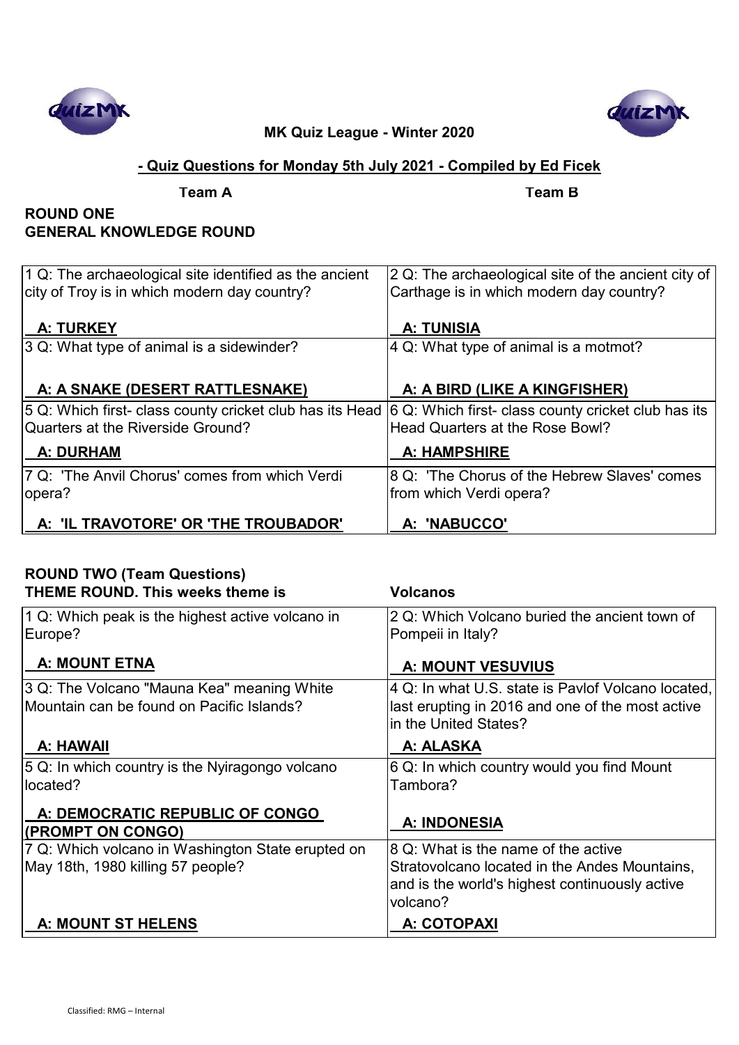**MK Quiz League - Winter 2020**

**- Quiz Questions for Monday 5th July 2021 - Compiled by Ed Ficek**

**Team A** **Team B**

## ROUND ONE
## GENERAL KNOWLEDGE ROUND

| Team A | Team B |
|---|---|
| 1 Q: The archaeological site identified as the ancient city of Troy is in which modern day country?<br><br>**A: TURKEY** | 2 Q: The archaeological site of the ancient city of Carthage is in which modern day country?<br><br>**A: TUNISIA** |
| 3 Q: What type of animal is a sidewinder?<br><br>**A: A SNAKE (DESERT RATTLESNAKE)** | 4 Q: What type of animal is a motmot?<br><br>**A: A BIRD (LIKE A KINGFISHER)** |
| 5 Q: Which first- class county cricket club has its Head Quarters at the Riverside Ground?<br><br>**A: DURHAM** | 6 Q: Which first- class county cricket club has its Head Quarters at the Rose Bowl?<br><br>**A: HAMPSHIRE** |
| 7 Q: 'The Anvil Chorus' comes from which Verdi opera?<br><br>**A: 'IL TRAVOTORE' OR 'THE TROUBADOR'** | 8 Q: 'The Chorus of the Hebrew Slaves' comes from which Verdi opera?<br><br>**A: 'NABUCCO'** |

## ROUND TWO (Team Questions)
## THEME ROUND. This weeks theme is Volcanos

| Team A | Team B |
|---|---|
| 1 Q: Which peak is the highest active volcano in Europe?<br><br>**A: MOUNT ETNA** | 2 Q: Which Volcano buried the ancient town of Pompeii in Italy?<br><br>**A: MOUNT VESUVIUS** |
| 3 Q: The Volcano "Mauna Kea" meaning White Mountain can be found on Pacific Islands?<br><br>**A: HAWAII** | 4 Q: In what U.S. state is Pavlof Volcano located, last erupting in 2016 and one of the most active in the United States?<br><br>**A: ALASKA** |
| 5 Q: In which country is the Nyiragongo volcano located?<br><br>**A: DEMOCRATIC REPUBLIC OF CONGO (PROMPT ON CONGO)** | 6 Q: In which country would you find Mount Tambora?<br><br>**A: INDONESIA** |
| 7 Q: Which volcano in Washington State erupted on May 18th, 1980 killing 57 people?<br><br>**A: MOUNT ST HELENS** | 8 Q: What is the name of the active Stratovolcano located in the Andes Mountains, and is the world's highest continuously active volcano?<br><br>**A: COTOPAXI** |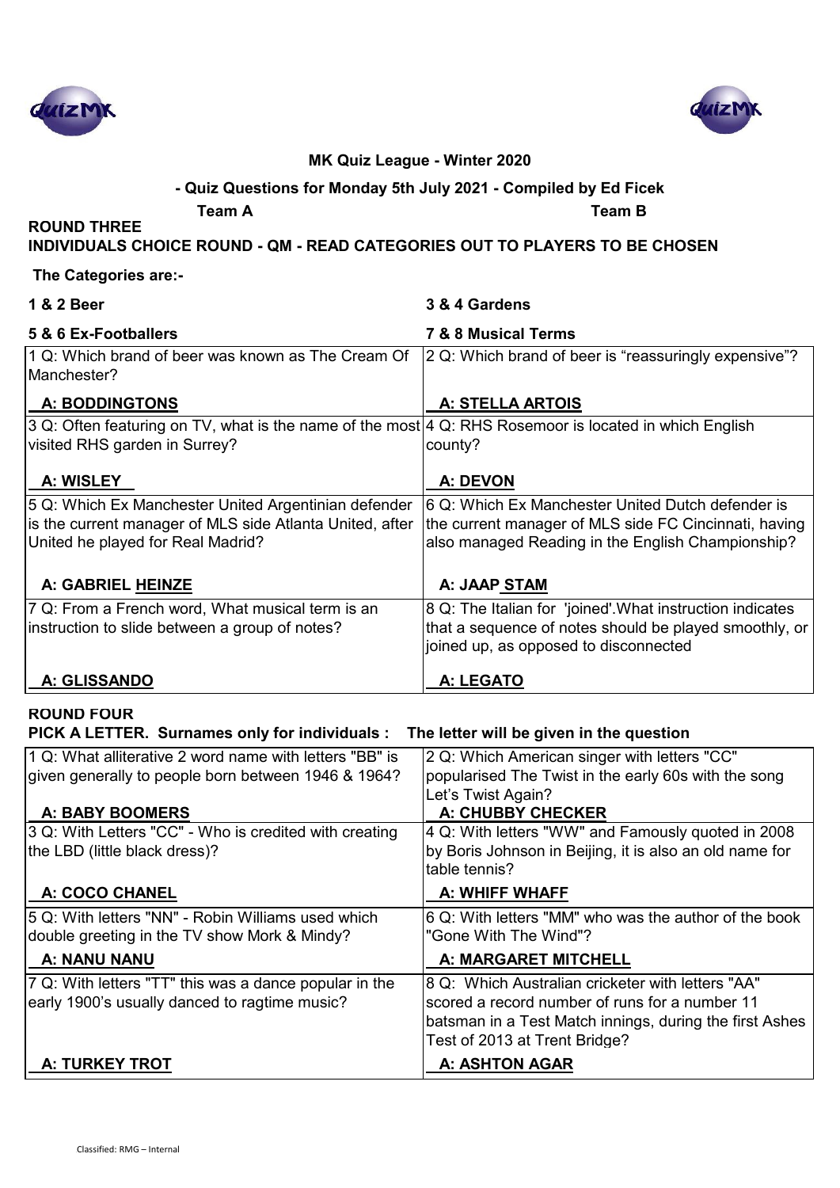**MK Quiz League - Winter 2020**

**- Quiz Questions for Monday 5th July 2021 - Compiled by Ed Ficek**

**Team A** **Team B**

## ROUND THREE

**INDIVIDUALS CHOICE ROUND - QM - READ CATEGORIES OUT TO PLAYERS TO BE CHOSEN**

**The Categories are:-**

| | |
|---|---|
| **1 & 2 Beer** | **3 & 4 Gardens** |
| **5 & 6 Ex-Footballers** | **7 & 8 Musical Terms** |
| 1 Q: Which brand of beer was known as The Cream Of Manchester?<br>**A: BODDINGTONS** | 2 Q: Which brand of beer is "reassuringly expensive"?<br>**A: STELLA ARTOIS** |
| 3 Q: Often featuring on TV, what is the name of the most visited RHS garden in Surrey?<br>**A: WISLEY** | 4 Q: RHS Rosemoor is located in which English county?<br>**A: DEVON** |
| 5 Q: Which Ex Manchester United Argentinian defender is the current manager of MLS side Atlanta United, after United he played for Real Madrid?<br>**A: GABRIEL HEINZE** | 6 Q: Which Ex Manchester United Dutch defender is the current manager of MLS side FC Cincinnati, having also managed Reading in the English Championship?<br>**A: JAAP STAM** |
| 7 Q: From a French word, What musical term is an instruction to slide between a group of notes?<br>**A: GLISSANDO** | 8 Q: The Italian for 'joined'.What instruction indicates that a sequence of notes should be played smoothly, or joined up, as opposed to disconnected<br>**A: LEGATO** |

## ROUND FOUR

**PICK A LETTER. Surnames only for individuals : The letter will be given in the question**

| | |
|---|---|
| 1 Q: What alliterative 2 word name with letters "BB" is given generally to people born between 1946 & 1964?<br>**A: BABY BOOMERS** | 2 Q: Which American singer with letters "CC" popularised The Twist in the early 60s with the song Let's Twist Again?<br>**A: CHUBBY CHECKER** |
| 3 Q: With Letters "CC" - Who is credited with creating the LBD (little black dress)?<br>**A: COCO CHANEL** | 4 Q: With letters "WW" and Famously quoted in 2008 by Boris Johnson in Beijing, it is also an old name for table tennis?<br>**A: WHIFF WHAFF** |
| 5 Q: With letters "NN" - Robin Williams used which double greeting in the TV show Mork & Mindy?<br>**A: NANU NANU** | 6 Q: With letters "MM" who was the author of the book "Gone With The Wind"?<br>**A: MARGARET MITCHELL** |
| 7 Q: With letters "TT" this was a dance popular in the early 1900's usually danced to ragtime music?<br>**A: TURKEY TROT** | 8 Q: Which Australian cricketer with letters "AA" scored a record number of runs for a number 11 batsman in a Test Match innings, during the first Ashes Test of 2013 at Trent Bridge?<br>**A: ASHTON AGAR** |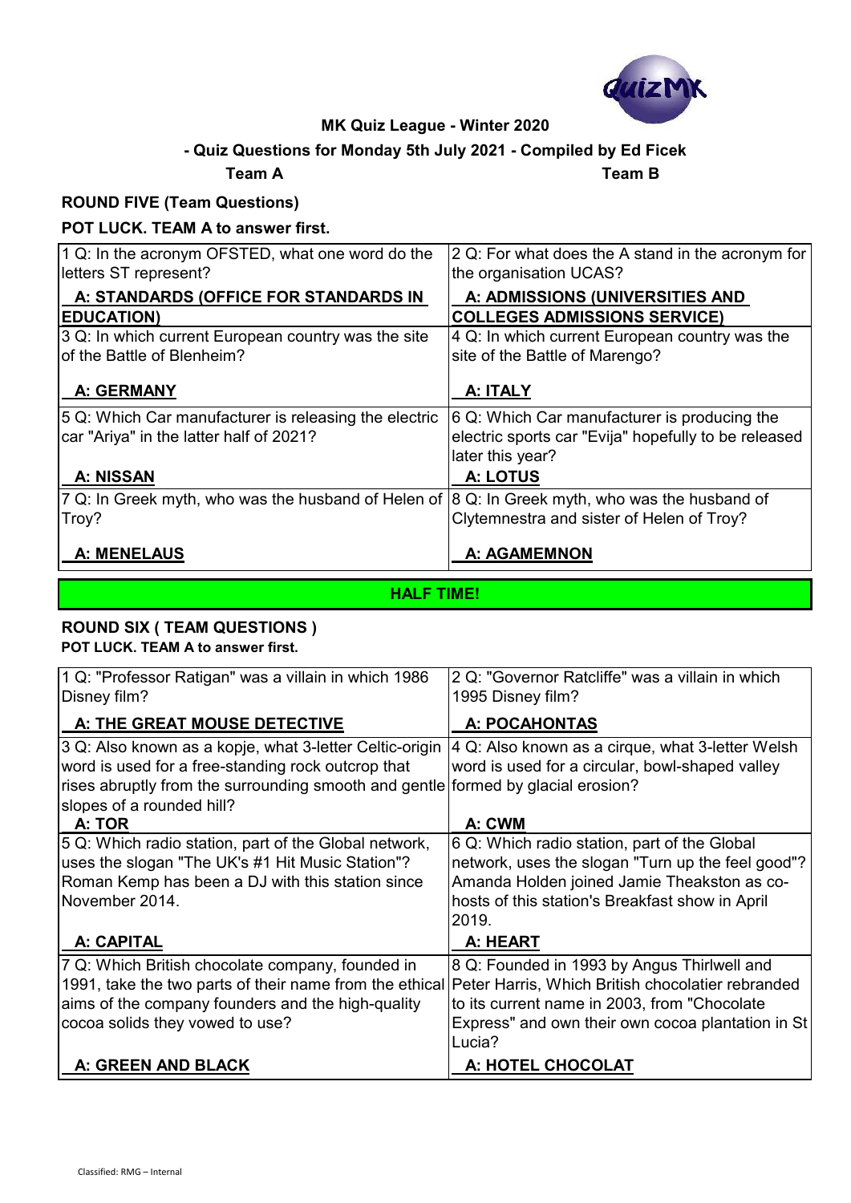**MK Quiz League - Winter 2020**

**- Quiz Questions for Monday 5th July 2021 - Compiled by Ed Ficek**

**Team A** **Team B**

## ROUND FIVE (Team Questions)

**POT LUCK. TEAM A to answer first.**

| Team A | Team B |
|---|---|
| 1 Q: In the acronym OFSTED, what one word do the letters ST represent?<br>**A: STANDARDS (OFFICE FOR STANDARDS IN EDUCATION)** | 2 Q: For what does the A stand in the acronym for the organisation UCAS?<br>**A: ADMISSIONS (UNIVERSITIES AND COLLEGES ADMISSIONS SERVICE)** |
| 3 Q: In which current European country was the site of the Battle of Blenheim?<br>**A: GERMANY** | 4 Q: In which current European country was the site of the Battle of Marengo?<br>**A: ITALY** |
| 5 Q: Which Car manufacturer is releasing the electric car "Ariya" in the latter half of 2021?<br>**A: NISSAN** | 6 Q: Which Car manufacturer is producing the electric sports car "Evija" hopefully to be released later this year?<br>**A: LOTUS** |
| 7 Q: In Greek myth, who was the husband of Helen of Troy?<br>**A: MENELAUS** | 8 Q: In Greek myth, who was the husband of Clytemnestra and sister of Helen of Troy?<br>**A: AGAMEMNON** |

**HALF TIME!**

## ROUND SIX ( TEAM QUESTIONS )

**POT LUCK. TEAM A to answer first.**

| Team A | Team B |
|---|---|
| 1 Q: "Professor Ratigan" was a villain in which 1986 Disney film?<br>**A: THE GREAT MOUSE DETECTIVE** | 2 Q: "Governor Ratcliffe" was a villain in which 1995 Disney film?<br>**A: POCAHONTAS** |
| 3 Q: Also known as a kopje, what 3-letter Celtic-origin word is used for a free-standing rock outcrop that rises abruptly from the surrounding smooth and gentle slopes of a rounded hill?<br>**A: TOR** | 4 Q: Also known as a cirque, what 3-letter Welsh word is used for a circular, bowl-shaped valley formed by glacial erosion?<br>**A: CWM** |
| 5 Q: Which radio station, part of the Global network, uses the slogan "The UK's #1 Hit Music Station"? Roman Kemp has been a DJ with this station since November 2014.<br>**A: CAPITAL** | 6 Q: Which radio station, part of the Global network, uses the slogan "Turn up the feel good"? Amanda Holden joined Jamie Theakston as co-hosts of this station's Breakfast show in April 2019.<br>**A: HEART** |
| 7 Q: Which British chocolate company, founded in 1991, take the two parts of their name from the ethical aims of the company founders and the high-quality cocoa solids they vowed to use?<br>**A: GREEN AND BLACK** | 8 Q: Founded in 1993 by Angus Thirlwell and Peter Harris, Which British chocolatier rebranded to its current name in 2003, from "Chocolate Express" and own their own cocoa plantation in St Lucia?<br>**A: HOTEL CHOCOLAT** |

Classified: RMG – Internal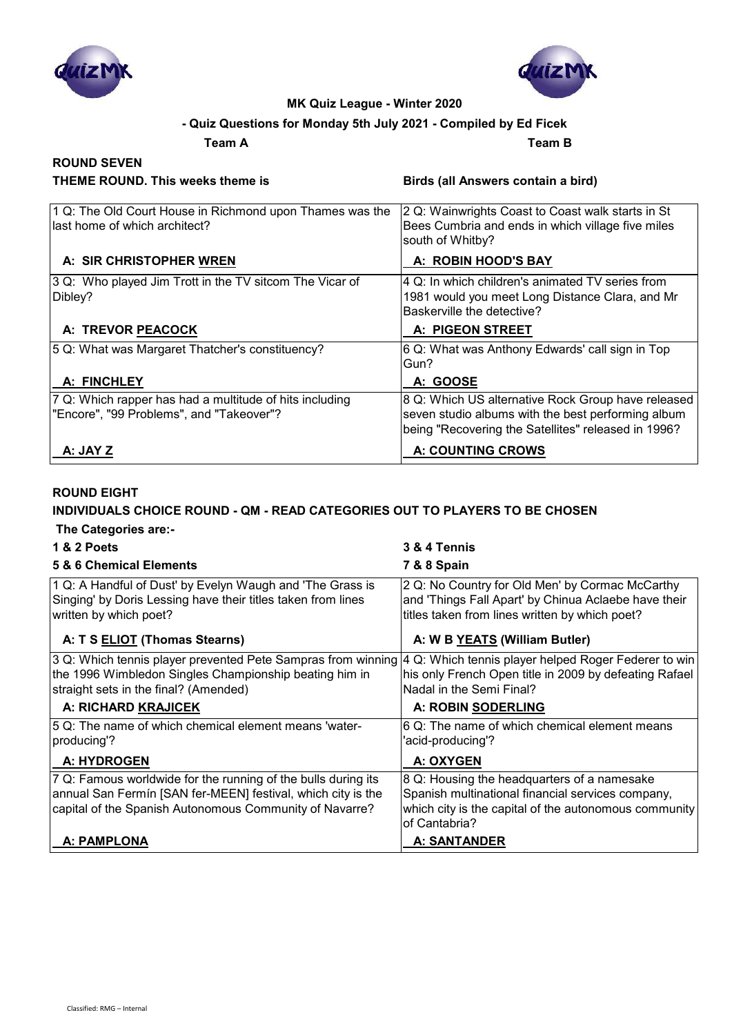**MK Quiz League - Winter 2020**

**- Quiz Questions for Monday 5th July 2021 - Compiled by Ed Ficek**

**Team A** | **Team B**

## ROUND SEVEN

**THEME ROUND. This weeks theme is** **Birds (all Answers contain a bird)**

| Team A | Team B |
|---|---|
| 1 Q: The Old Court House in Richmond upon Thames was the last home of which architect? | 2 Q: Wainwrights Coast to Coast walk starts in St Bees Cumbria and ends in which village five miles south of Whitby? |
| **A: SIR CHRISTOPHER <u>WREN</u>** | **A: <u>ROBIN</u> HOOD'S BAY** |
| 3 Q: Who played Jim Trott in the TV sitcom The Vicar of Dibley? | 4 Q: In which children's animated TV series from 1981 would you meet Long Distance Clara, and Mr Baskerville the detective? |
| **A: TREVOR <u>PEACOCK</u>** | **A: <u>PIGEON</u> STREET** |
| 5 Q: What was Margaret Thatcher's constituency? | 6 Q: What was Anthony Edwards' call sign in Top Gun? |
| **A: <u>FINCH</u>LEY** | **A: <u>GOOSE</u>** |
| 7 Q: Which rapper has had a multitude of hits including "Encore", "99 Problems", and "Takeover"? | 8 Q: Which US alternative Rock Group have released seven studio albums with the best performing album being "Recovering the Satellites" released in 1996? |
| **A: <u>JAY</u> Z** | **A: COUNTING <u>CROWS</u>** |

## ROUND EIGHT

**INDIVIDUALS CHOICE ROUND - QM - READ CATEGORIES OUT TO PLAYERS TO BE CHOSEN**

**The Categories are:-**

**1 & 2 Poets** | **3 & 4 Tennis**

**5 & 6 Chemical Elements** | **7 & 8 Spain**

| Team A | Team B |
|---|---|
| 1 Q: A Handful of Dust' by Evelyn Waugh and 'The Grass is Singing' by Doris Lessing have their titles taken from lines written by which poet? | 2 Q: No Country for Old Men' by Cormac McCarthy and 'Things Fall Apart' by Chinua Aclaebe have their titles taken from lines written by which poet? |
| **A: T S <u>ELIOT</u> (Thomas Stearns)** | **A: W B <u>YEATS</u> (William Butler)** |
| 3 Q: Which tennis player prevented Pete Sampras from winning the 1996 Wimbledon Singles Championship beating him in straight sets in the final? (Amended) | 4 Q: Which tennis player helped Roger Federer to win his only French Open title in 2009 by defeating Rafael Nadal in the Semi Final? |
| **A: RICHARD <u>KRAJICEK</u>** | **A: ROBIN <u>SODERLING</u>** |
| 5 Q: The name of which chemical element means 'water-producing'? | 6 Q: The name of which chemical element means 'acid-producing'? |
| **A: HYDROGEN** | **A: OXYGEN** |
| 7 Q: Famous worldwide for the running of the bulls during its annual San Fermín [SAN fer-MEEN] festival, which city is the capital of the Spanish Autonomous Community of Navarre? | 8 Q: Housing the headquarters of a namesake Spanish multinational financial services company, which city is the capital of the autonomous community of Cantabria? |
| **A: PAMPLONA** | **A: SANTANDER** |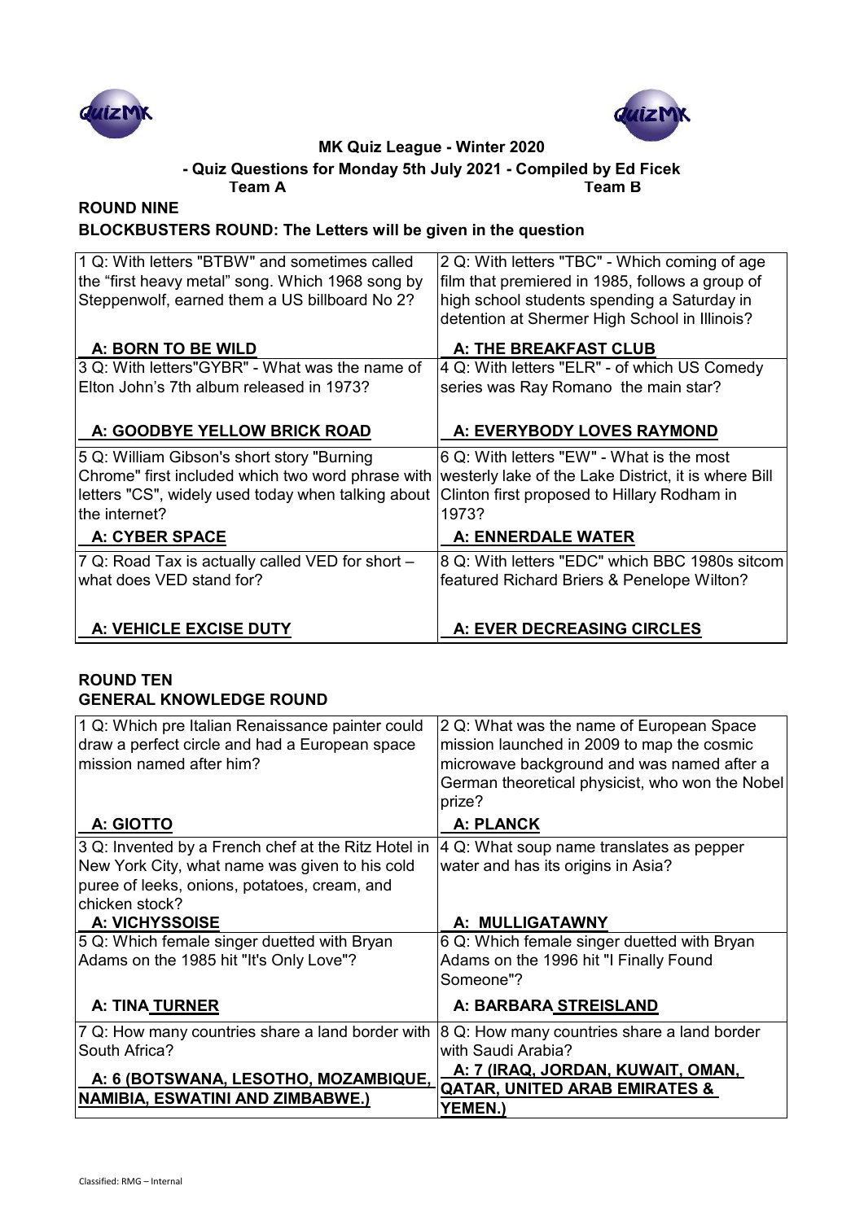**MK Quiz League - Winter 2020**

**- Quiz Questions for Monday 5th July 2021 - Compiled by Ed Ficek**

| Team A | Team B |
| --- | --- |

## ROUND NINE

### BLOCKBUSTERS ROUND: The Letters will be given in the question

| Team A | Team B |
| --- | --- |
| 1 Q: With letters "BTBW" and sometimes called the "first heavy metal" song. Which 1968 song by Steppenwolf, earned them a US billboard No 2? **A: BORN TO BE WILD** | 2 Q: With letters "TBC" - Which coming of age film that premiered in 1985, follows a group of high school students spending a Saturday in detention at Shermer High School in Illinois? **A: THE BREAKFAST CLUB** |
| 3 Q: With letters"GYBR" - What was the name of Elton John's 7th album released in 1973? **A: GOODBYE YELLOW BRICK ROAD** | 4 Q: With letters "ELR" - of which US Comedy series was Ray Romano the main star? **A: EVERYBODY LOVES RAYMOND** |
| 5 Q: William Gibson's short story "Burning Chrome" first included which two word phrase with letters "CS", widely used today when talking about the internet? **A: CYBER SPACE** | 6 Q: With letters "EW" - What is the most westerly lake of the Lake District, it is where Bill Clinton first proposed to Hillary Rodham in 1973? **A: ENNERDALE WATER** |
| 7 Q: Road Tax is actually called VED for short – what does VED stand for? **A: VEHICLE EXCISE DUTY** | 8 Q: With letters "EDC" which BBC 1980s sitcom featured Richard Briers & Penelope Wilton? **A: EVER DECREASING CIRCLES** |

## ROUND TEN

### GENERAL KNOWLEDGE ROUND

| Team A | Team B |
| --- | --- |
| 1 Q: Which pre Italian Renaissance painter could draw a perfect circle and had a European space mission named after him? **A: GIOTTO** | 2 Q: What was the name of European Space mission launched in 2009 to map the cosmic microwave background and was named after a German theoretical physicist, who won the Nobel prize? **A: PLANCK** |
| 3 Q: Invented by a French chef at the Ritz Hotel in New York City, what name was given to his cold puree of leeks, onions, potatoes, cream, and chicken stock? **A: VICHYSSOISE** | 4 Q: What soup name translates as pepper water and has its origins in Asia? **A: MULLIGATAWNY** |
| 5 Q: Which female singer duetted with Bryan Adams on the 1985 hit "It's Only Love"? **A: TINA TURNER** | 6 Q: Which female singer duetted with Bryan Adams on the 1996 hit "I Finally Found Someone"? **A: BARBARA STREISLAND** |
| 7 Q: How many countries share a land border with South Africa? **A: 6 (BOTSWANA, LESOTHO, MOZAMBIQUE, NAMIBIA, ESWATINI AND ZIMBABWE.)** | 8 Q: How many countries share a land border with Saudi Arabia? **A: 7 (IRAQ, JORDAN, KUWAIT, OMAN, QATAR, UNITED ARAB EMIRATES & YEMEN.)** |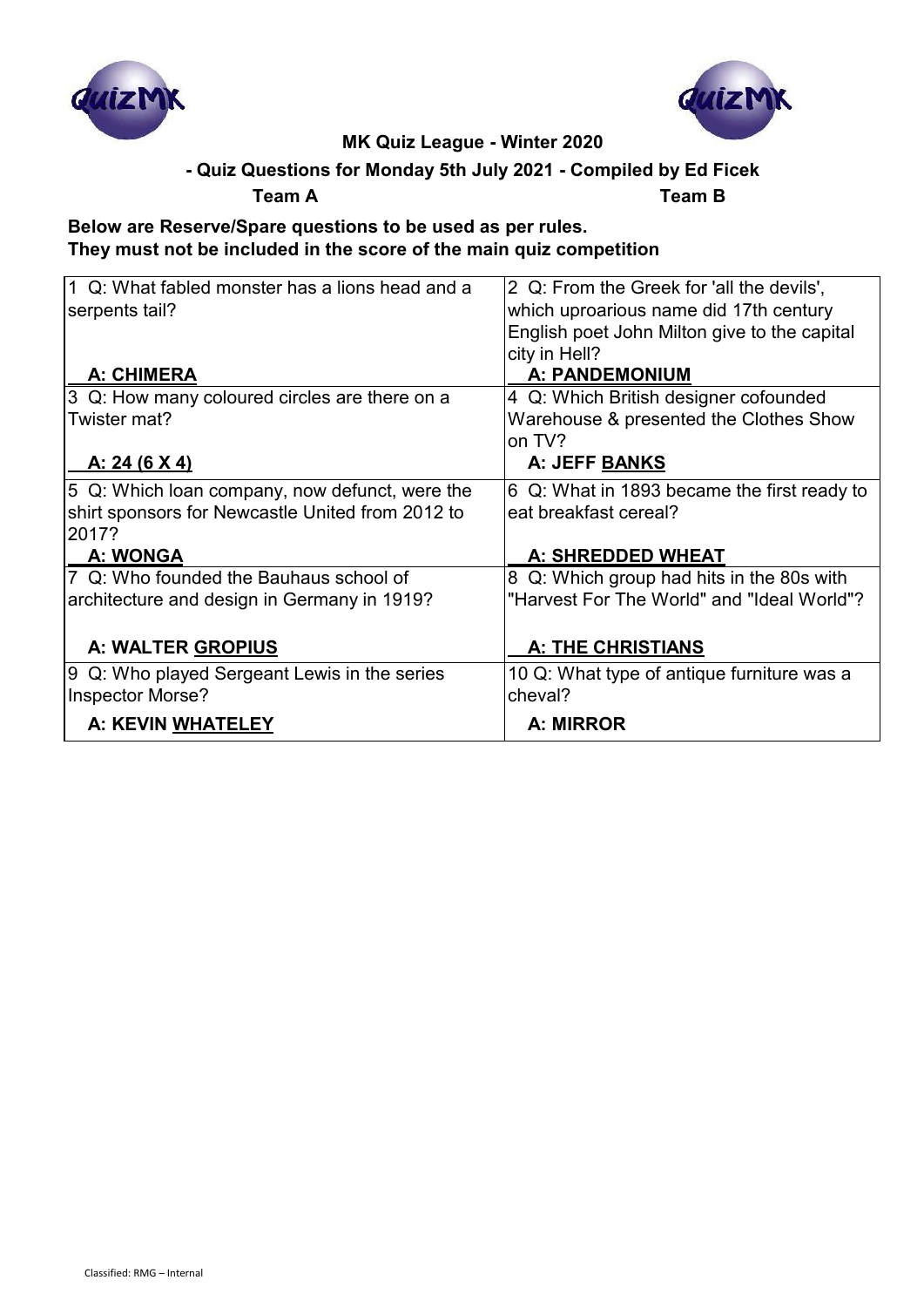**MK Quiz League - Winter 2020**

**- Quiz Questions for Monday 5th July 2021 - Compiled by Ed Ficek**

**Team A** **Team B**

**Below are Reserve/Spare questions to be used as per rules.**
**They must not be included in the score of the main quiz competition**

| | |
|---|---|
| 1 Q: What fabled monster has a lions head and a serpents tail?<br>**A: CHIMERA** | 2 Q: From the Greek for 'all the devils', which uproarious name did 17th century English poet John Milton give to the capital city in Hell?<br>**A: PANDEMONIUM** |
| 3 Q: How many coloured circles are there on a Twister mat?<br>**A: 24 (6 X 4)** | 4 Q: Which British designer cofounded Warehouse & presented the Clothes Show on TV?<br>**A: JEFF BANKS** |
| 5 Q: Which loan company, now defunct, were the shirt sponsors for Newcastle United from 2012 to 2017?<br>**A: WONGA** | 6 Q: What in 1893 became the first ready to eat breakfast cereal?<br>**A: SHREDDED WHEAT** |
| 7 Q: Who founded the Bauhaus school of architecture and design in Germany in 1919?<br>**A: WALTER GROPIUS** | 8 Q: Which group had hits in the 80s with "Harvest For The World" and "Ideal World"?<br>**A: THE CHRISTIANS** |
| 9 Q: Who played Sergeant Lewis in the series Inspector Morse?<br>**A: KEVIN WHATELEY** | 10 Q: What type of antique furniture was a cheval?<br>**A: MIRROR** |

Classified: RMG – Internal